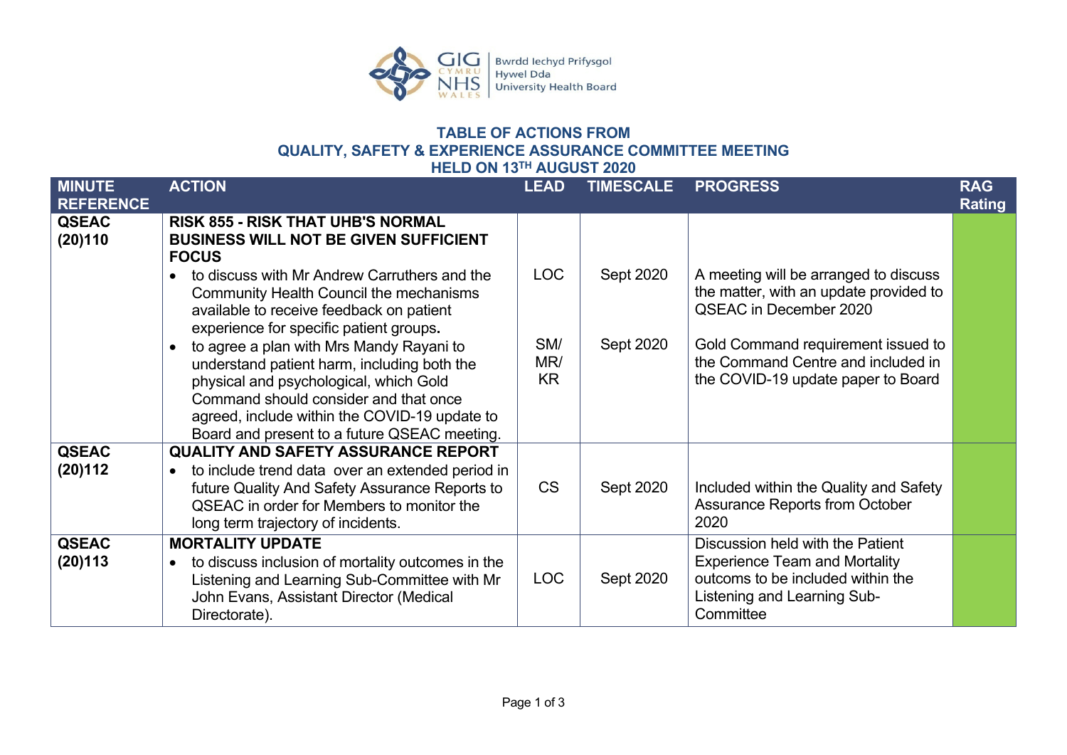Bwrdd Iechyd Prifysgol Hywel Dda University Health Board

## TABLE OF ACTIONS FROM QUALITY, SAFETY & EXPERIENCE ASSURANCE COMMITTEE MEETING HELD ON 13TH AUGUST 2020

| MINUTE REFERENCE | ACTION | LEAD | TIMESCALE | PROGRESS | RAG Rating |
|---|---|---|---|---|---|
| QSEAC (20)110 | **RISK 855 - RISK THAT UHB'S NORMAL BUSINESS WILL NOT BE GIVEN SUFFICIENT FOCUS**<br>• to discuss with Mr Andrew Carruthers and the Community Health Council the mechanisms available to receive feedback on patient experience for specific patient groups.<br>• to agree a plan with Mrs Mandy Rayani to understand patient harm, including both the physical and psychological, which Gold Command should consider and that once agreed, include within the COVID-19 update to Board and present to a future QSEAC meeting. | LOC<br><br>SM/ MR/ KR | Sept 2020<br><br>Sept 2020 | A meeting will be arranged to discuss the matter, with an update provided to QSEAC in December 2020<br><br>Gold Command requirement issued to the Command Centre and included in the COVID-19 update paper to Board | |
| QSEAC (20)112 | **QUALITY AND SAFETY ASSURANCE REPORT**<br>• to include trend data over an extended period in future Quality And Safety Assurance Reports to QSEAC in order for Members to monitor the long term trajectory of incidents. | CS | Sept 2020 | Included within the Quality and Safety Assurance Reports from October 2020 | |
| QSEAC (20)113 | **MORTALITY UPDATE**<br>• to discuss inclusion of mortality outcomes in the Listening and Learning Sub-Committee with Mr John Evans, Assistant Director (Medical Directorate). | LOC | Sept 2020 | Discussion held with the Patient Experience Team and Mortality outcoms to be included within the Listening and Learning Sub-Committee | |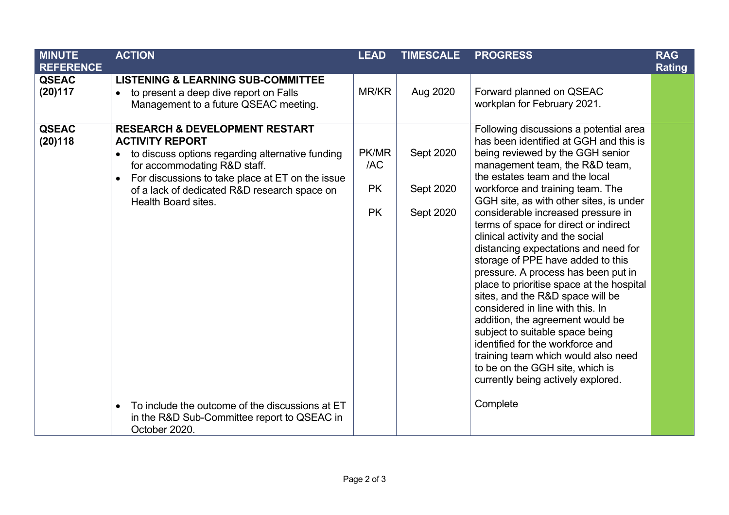| MINUTE REFERENCE | ACTION | LEAD | TIMESCALE | PROGRESS | RAG Rating |
|---|---|---|---|---|---|
| **QSEAC (20)117** | **LISTENING & LEARNING SUB-COMMITTEE**<br>• to present a deep dive report on Falls Management to a future QSEAC meeting. | MR/KR | Aug 2020 | Forward planned on QSEAC workplan for February 2021. | |
| **QSEAC (20)118** | **RESEARCH & DEVELOPMENT RESTART ACTIVITY REPORT**<br>• to discuss options regarding alternative funding for accommodating R&D staff.<br>• For discussions to take place at ET on the issue of a lack of dedicated R&D research space on Health Board sites.<br><br>• To include the outcome of the discussions at ET in the R&D Sub-Committee report to QSEAC in October 2020. | PK/MR /AC<br><br>PK<br><br>PK | Sept 2020<br><br>Sept 2020<br><br>Sept 2020 | Following discussions a potential area has been identified at GGH and this is being reviewed by the GGH senior management team, the R&D team, the estates team and the local workforce and training team. The GGH site, as with other sites, is under considerable increased pressure in terms of space for direct or indirect clinical activity and the social distancing expectations and need for storage of PPE have added to this pressure. A process has been put in place to prioritise space at the hospital sites, and the R&D space will be considered in line with this. In addition, the agreement would be subject to suitable space being identified for the workforce and training team which would also need to be on the GGH site, which is currently being actively explored.<br><br>Complete | |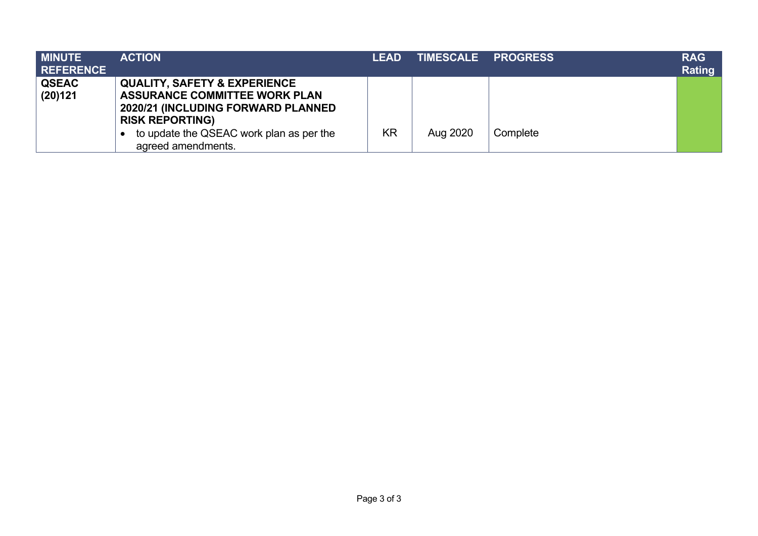| MINUTE REFERENCE | ACTION | LEAD | TIMESCALE | PROGRESS | RAG Rating |
|---|---|---|---|---|---|
| **QSEAC (20)121** | **QUALITY, SAFETY & EXPERIENCE ASSURANCE COMMITTEE WORK PLAN 2020/21 (INCLUDING FORWARD PLANNED RISK REPORTING)**<br>• to update the QSEAC work plan as per the agreed amendments. | KR | Aug 2020 | Complete | |